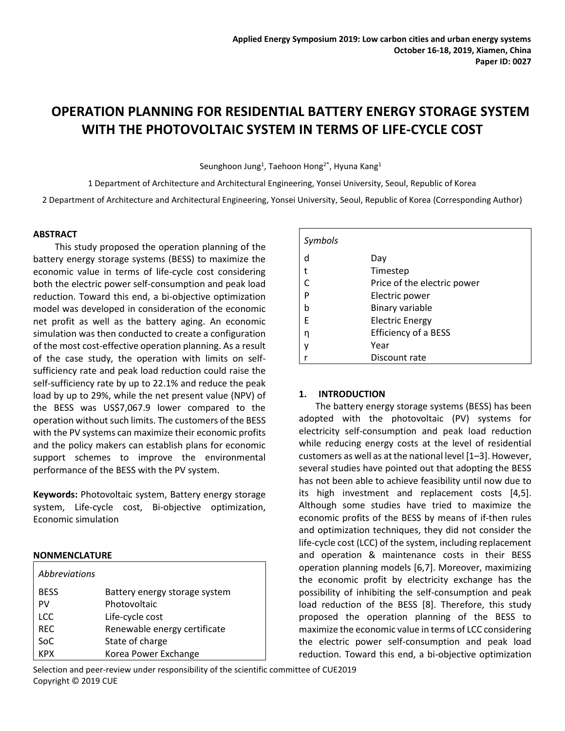# OPERATION PLANNING FOR RESIDENTIAL BATTERY ENERGY STORAGE SYSTEM WITH THE PHOTOVOLTAIC SYSTEM IN TERMS OF LIFE-CYCLE COST

Seunghoon Jung[1], Taehoon Hong[2*], Hyuna Kang[1]

1 Department of Architecture and Architectural Engineering, Yonsei University, Seoul, Republic of Korea

2 Department of Architecture and Architectural Engineering, Yonsei University, Seoul, Republic of Korea (Corresponding Author)

## ABSTRACT

This study proposed the operation planning of the battery energy storage systems (BESS) to maximize the economic value in terms of life-cycle cost considering both the electric power self-consumption and peak load reduction. Toward this end, a bi-objective optimization model was developed in consideration of the economic net profit as well as the battery aging. An economic simulation was then conducted to create a configuration of the most cost-effective operation planning. As a result of the case study, the operation with limits on self-sufficiency rate and peak load reduction could raise the self-sufficiency rate by up to 22.1% and reduce the peak load by up to 29%, while the net present value (NPV) of the BESS was US$7,067.9 lower compared to the operation without such limits. The customers of the BESS with the PV systems can maximize their economic profits and the policy makers can establish plans for economic support schemes to improve the environmental performance of the BESS with the PV system.

**Keywords:** Photovoltaic system, Battery energy storage system, Life-cycle cost, Bi-objective optimization, Economic simulation

## NONMENCLATURE

| *Abbreviations* | |
|---|---|
| BESS | Battery energy storage system |
| PV | Photovoltaic |
| LCC | Life-cycle cost |
| REC | Renewable energy certificate |
| SoC | State of charge |
| KPX | Korea Power Exchange |

| *Symbols* | |
|---|---|
| d | Day |
| t | Timestep |
| C | Price of the electric power |
| P | Electric power |
| b | Binary variable |
| E | Electric Energy |
| η | Efficiency of a BESS |
| y | Year |
| r | Discount rate |

## 1. INTRODUCTION

The battery energy storage systems (BESS) has been adopted with the photovoltaic (PV) systems for electricity self-consumption and peak load reduction while reducing energy costs at the level of residential customers as well as at the national level [1–3]. However, several studies have pointed out that adopting the BESS has not been able to achieve feasibility until now due to its high investment and replacement costs [4,5]. Although some studies have tried to maximize the economic profits of the BESS by means of if-then rules and optimization techniques, they did not consider the life-cycle cost (LCC) of the system, including replacement and operation & maintenance costs in their BESS operation planning models [6,7]. Moreover, maximizing the economic profit by electricity exchange has the possibility of inhibiting the self-consumption and peak load reduction of the BESS [8]. Therefore, this study proposed the operation planning of the BESS to maximize the economic value in terms of LCC considering the electric power self-consumption and peak load reduction. Toward this end, a bi-objective optimization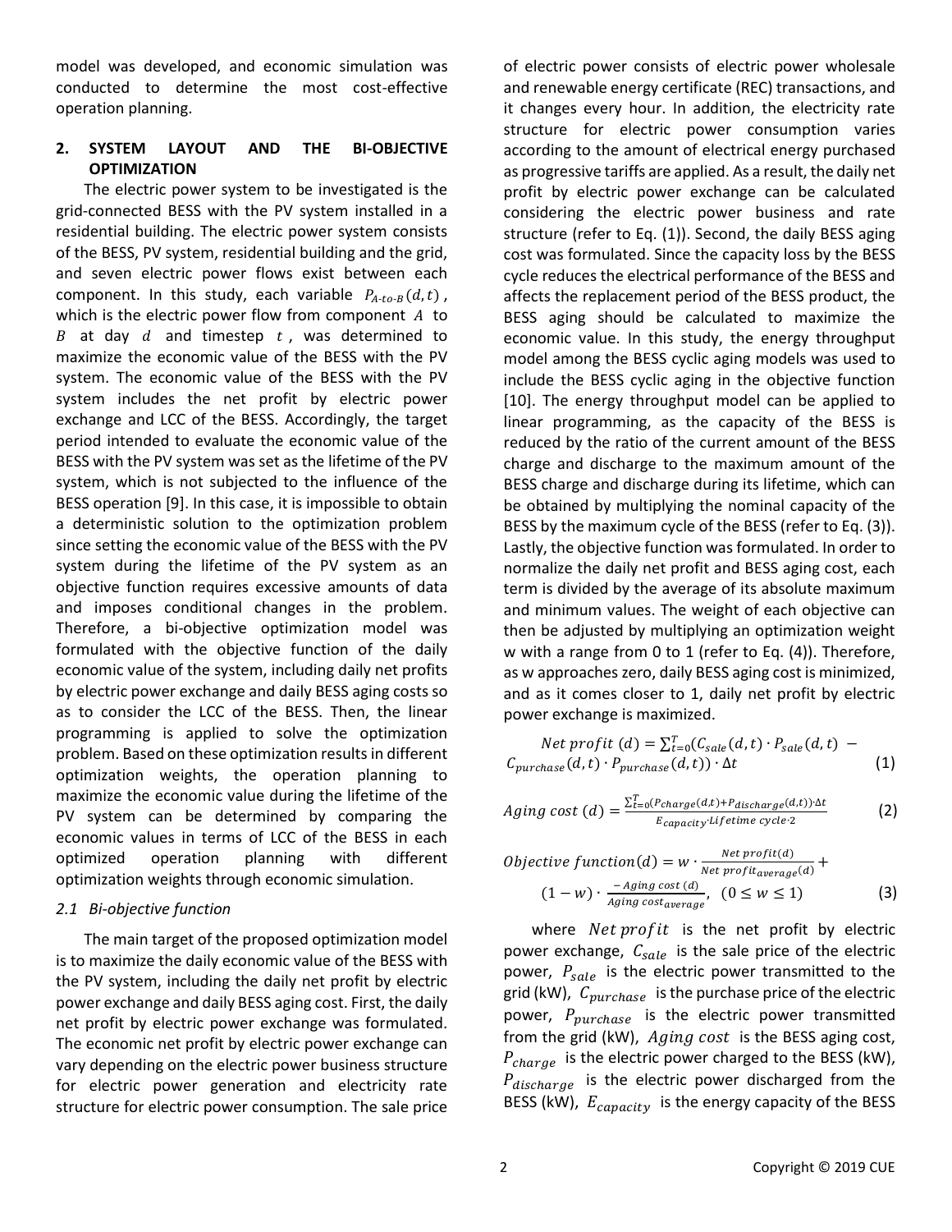model was developed, and economic simulation was conducted to determine the most cost-effective operation planning.

## 2. SYSTEM LAYOUT AND THE BI-OBJECTIVE OPTIMIZATION

The electric power system to be investigated is the grid-connected BESS with the PV system installed in a residential building. The electric power system consists of the BESS, PV system, residential building and the grid, and seven electric power flows exist between each component. In this study, each variable $P_{A\text{-}to\text{-}B}(d,t)$, which is the electric power flow from component $A$ to $B$ at day $d$ and timestep $t$, was determined to maximize the economic value of the BESS with the PV system. The economic value of the BESS with the PV system includes the net profit by electric power exchange and LCC of the BESS. Accordingly, the target period intended to evaluate the economic value of the BESS with the PV system was set as the lifetime of the PV system, which is not subjected to the influence of the BESS operation [9]. In this case, it is impossible to obtain a deterministic solution to the optimization problem since setting the economic value of the BESS with the PV system during the lifetime of the PV system as an objective function requires excessive amounts of data and imposes conditional changes in the problem. Therefore, a bi-objective optimization model was formulated with the objective function of the daily economic value of the system, including daily net profits by electric power exchange and daily BESS aging costs so as to consider the LCC of the BESS. Then, the linear programming is applied to solve the optimization problem. Based on these optimization results in different optimization weights, the operation planning to maximize the economic value during the lifetime of the PV system can be determined by comparing the economic values in terms of LCC of the BESS in each optimized operation planning with different optimization weights through economic simulation.

### *2.1 Bi-objective function*

The main target of the proposed optimization model is to maximize the daily economic value of the BESS with the PV system, including the daily net profit by electric power exchange and daily BESS aging cost. First, the daily net profit by electric power exchange was formulated. The economic net profit by electric power exchange can vary depending on the electric power business structure for electric power generation and electricity rate structure for electric power consumption. The sale price of electric power consists of electric power wholesale and renewable energy certificate (REC) transactions, and it changes every hour. In addition, the electricity rate structure for electric power consumption varies according to the amount of electrical energy purchased as progressive tariffs are applied. As a result, the daily net profit by electric power exchange can be calculated considering the electric power business and rate structure (refer to Eq. (1)). Second, the daily BESS aging cost was formulated. Since the capacity loss by the BESS cycle reduces the electrical performance of the BESS and affects the replacement period of the BESS product, the BESS aging should be calculated to maximize the economic value. In this study, the energy throughput model among the BESS cyclic aging models was used to include the BESS cyclic aging in the objective function [10]. The energy throughput model can be applied to linear programming, as the capacity of the BESS is reduced by the ratio of the current amount of the BESS charge and discharge to the maximum amount of the BESS charge and discharge during its lifetime, which can be obtained by multiplying the nominal capacity of the BESS by the maximum cycle of the BESS (refer to Eq. (3)). Lastly, the objective function was formulated. In order to normalize the daily net profit and BESS aging cost, each term is divided by the average of its absolute maximum and minimum values. The weight of each objective can then be adjusted by multiplying an optimization weight w with a range from 0 to 1 (refer to Eq. (4)). Therefore, as w approaches zero, daily BESS aging cost is minimized, and as it comes closer to 1, daily net profit by electric power exchange is maximized.

$$Net\ profit\ (d) = \sum_{t=0}^{T}(C_{sale}(d,t) \cdot P_{sale}(d,t) - C_{purchase}(d,t) \cdot P_{purchase}(d,t)) \cdot \Delta t \tag{1}$$

$$Aging\ cost\ (d) = \frac{\sum_{t=0}^{T}(P_{charge}(d,t) + P_{discharge}(d,t)) \cdot \Delta t}{E_{capacity} \cdot Lifetime\ cycle \cdot 2} \tag{2}$$

$$Objective\ function(d) = w \cdot \frac{Net\ profit(d)}{Net\ profit_{average}(d)} + (1-w) \cdot \frac{-Aging\ cost\ (d)}{Aging\ cost_{average}},\ \ (0 \le w \le 1) \tag{3}$$

where $Net\ profit$ is the net profit by electric power exchange, $C_{sale}$ is the sale price of the electric power, $P_{sale}$ is the electric power transmitted to the grid (kW), $C_{purchase}$ is the purchase price of the electric power, $P_{purchase}$ is the electric power transmitted from the grid (kW), $Aging\ cost$ is the BESS aging cost, $P_{charge}$ is the electric power charged to the BESS (kW), $P_{discharge}$ is the electric power discharged from the BESS (kW), $E_{capacity}$ is the energy capacity of the BESS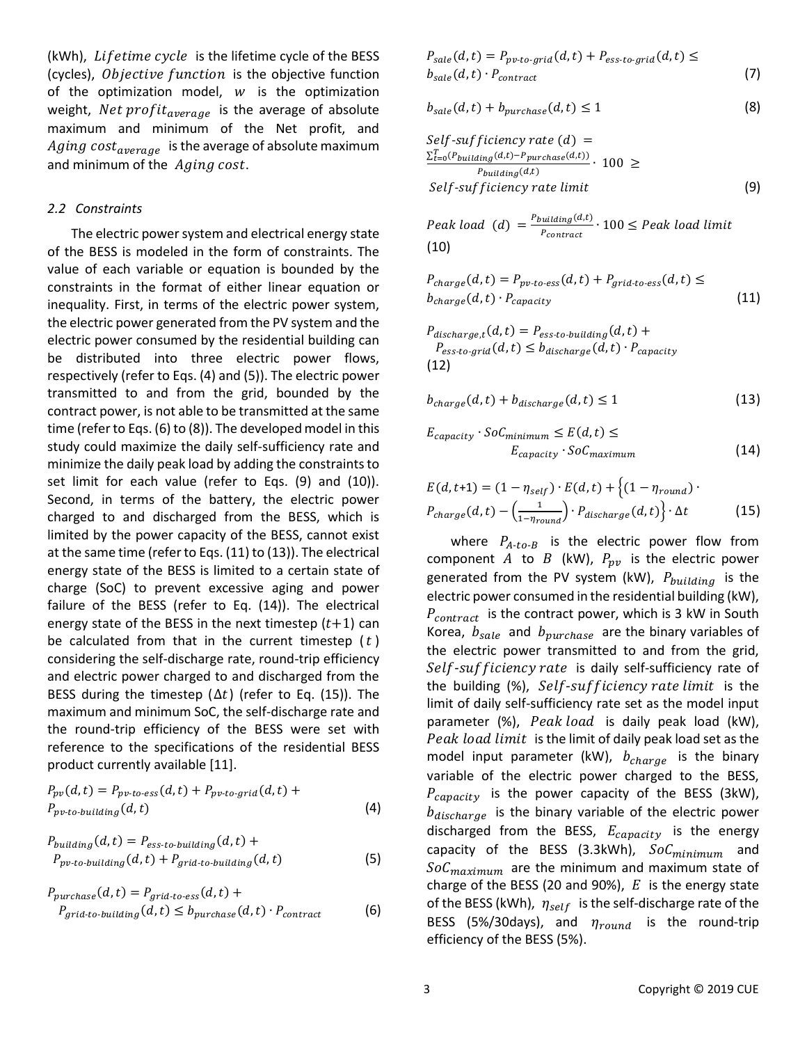(kWh), $Lifetime\ cycle$ is the lifetime cycle of the BESS (cycles), $Objective\ function$ is the objective function of the optimization model, $w$ is the optimization weight, $Net\ profit_{average}$ is the average of absolute maximum and minimum of the Net profit, and $Aging\ cost_{average}$ is the average of absolute maximum and minimum of the $Aging\ cost$.

### 2.2 Constraints

The electric power system and electrical energy state of the BESS is modeled in the form of constraints. The value of each variable or equation is bounded by the constraints in the format of either linear equation or inequality. First, in terms of the electric power system, the electric power generated from the PV system and the electric power consumed by the residential building can be distributed into three electric power flows, respectively (refer to Eqs. (4) and (5)). The electric power transmitted to and from the grid, bounded by the contract power, is not able to be transmitted at the same time (refer to Eqs. (6) to (8)). The developed model in this study could maximize the daily self-sufficiency rate and minimize the daily peak load by adding the constraints to set limit for each value (refer to Eqs. (9) and (10)). Second, in terms of the battery, the electric power charged to and discharged from the BESS, which is limited by the power capacity of the BESS, cannot exist at the same time (refer to Eqs. (11) to (13)). The electrical energy state of the BESS is limited to a certain state of charge (SoC) to prevent excessive aging and power failure of the BESS (refer to Eq. (14)). The electrical energy state of the BESS in the next timestep ($t$+1) can be calculated from that in the current timestep ($t$) considering the self-discharge rate, round-trip efficiency and electric power charged to and discharged from the BESS during the timestep ($\Delta t$) (refer to Eq. (15)). The maximum and minimum SoC, the self-discharge rate and the round-trip efficiency of the BESS were set with reference to the specifications of the residential BESS product currently available [11].

$$P_{pv}(d,t) = P_{pv\text{-}to\text{-}ess}(d,t) + P_{pv\text{-}to\text{-}grid}(d,t) + P_{pv\text{-}to\text{-}building}(d,t) \quad (4)$$

$$P_{building}(d,t) = P_{ess\text{-}to\text{-}building}(d,t) + P_{pv\text{-}to\text{-}building}(d,t) + P_{grid\text{-}to\text{-}building}(d,t) \quad (5)$$

$$P_{purchase}(d,t) = P_{grid\text{-}to\text{-}ess}(d,t) + P_{grid\text{-}to\text{-}building}(d,t) \leq b_{purchase}(d,t) \cdot P_{contract} \quad (6)$$

$$P_{sale}(d,t) = P_{pv\text{-}to\text{-}grid}(d,t) + P_{ess\text{-}to\text{-}grid}(d,t) \leq b_{sale}(d,t) \cdot P_{contract} \quad (7)$$

$$b_{sale}(d,t) + b_{purchase}(d,t) \leq 1 \quad (8)$$

$$Self\text{-}sufficiency\ rate\ (d) = \frac{\sum_{t=0}^{T}(P_{building}(d,t) - P_{purchase}(d,t))}{P_{building}(d,t)} \cdot 100 \geq Self\text{-}sufficiency\ rate\ limit \quad (9)$$

$$Peak\ load\ (d) = \frac{P_{building}(d,t)}{P_{contract}} \cdot 100 \leq Peak\ load\ limit \quad (10)$$

$$P_{charge}(d,t) = P_{pv\text{-}to\text{-}ess}(d,t) + P_{grid\text{-}to\text{-}ess}(d,t) \leq b_{charge}(d,t) \cdot P_{capacity} \quad (11)$$

$$P_{discharge,t}(d,t) = P_{ess\text{-}to\text{-}building}(d,t) + P_{ess\text{-}to\text{-}grid}(d,t) \leq b_{discharge}(d,t) \cdot P_{capacity} \quad (12)$$

$$b_{charge}(d,t) + b_{discharge}(d,t) \leq 1 \quad (13)$$

$$E_{capacity} \cdot SoC_{minimum} \leq E(d,t) \leq E_{capacity} \cdot SoC_{maximum} \quad (14)$$

$$E(d,t\text{+}1) = (1-\eta_{self}) \cdot E(d,t) + \left\{(1-\eta_{round}) \cdot P_{charge}(d,t) - \left(\frac{1}{1-\eta_{round}}\right) \cdot P_{discharge}(d,t)\right\} \cdot \Delta t \quad (15)$$

where $P_{A\text{-}to\text{-}B}$ is the electric power flow from component $A$ to $B$ (kW), $P_{pv}$ is the electric power generated from the PV system (kW), $P_{building}$ is the electric power consumed in the residential building (kW), $P_{contract}$ is the contract power, which is 3 kW in South Korea, $b_{sale}$ and $b_{purchase}$ are the binary variables of the electric power transmitted to and from the grid, $Self\text{-}sufficiency\ rate$ is daily self-sufficiency rate of the building (%), $Self\text{-}sufficiency\ rate\ limit$ is the limit of daily self-sufficiency rate set as the model input parameter (%), $Peak\ load$ is daily peak load (kW), $Peak\ load\ limit$ is the limit of daily peak load set as the model input parameter (kW), $b_{charge}$ is the binary variable of the electric power charged to the BESS, $P_{capacity}$ is the power capacity of the BESS (3kW), $b_{discharge}$ is the binary variable of the electric power discharged from the BESS, $E_{capacity}$ is the energy capacity of the BESS (3.3kWh), $SoC_{minimum}$ and $SoC_{maximum}$ are the minimum and maximum state of charge of the BESS (20 and 90%), $E$ is the energy state of the BESS (kWh), $\eta_{self}$ is the self-discharge rate of the BESS (5%/30days), and $\eta_{round}$ is the round-trip efficiency of the BESS (5%).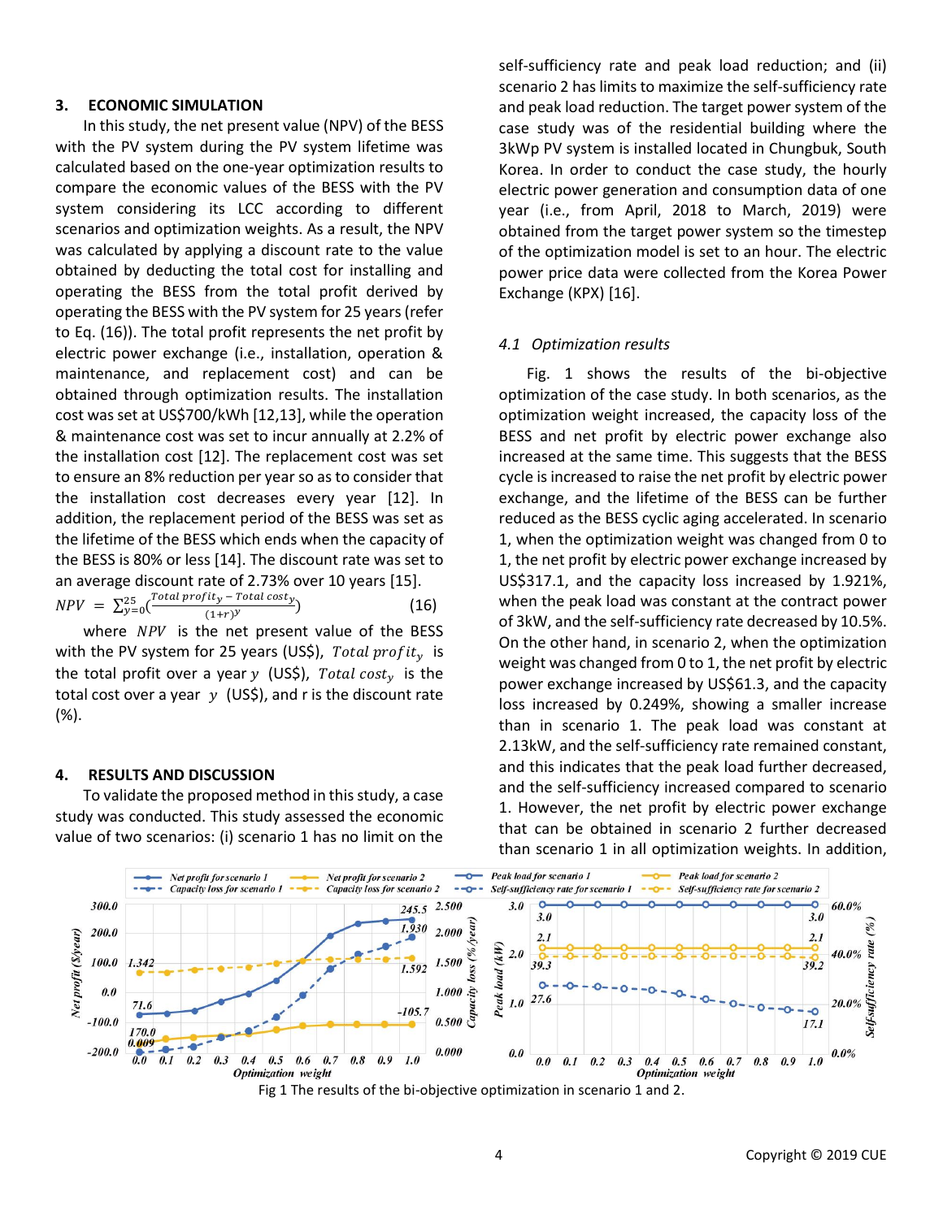## 3. ECONOMIC SIMULATION

In this study, the net present value (NPV) of the BESS with the PV system during the PV system lifetime was calculated based on the one-year optimization results to compare the economic values of the BESS with the PV system considering its LCC according to different scenarios and optimization weights. As a result, the NPV was calculated by applying a discount rate to the value obtained by deducting the total cost for installing and operating the BESS from the total profit derived by operating the BESS with the PV system for 25 years (refer to Eq. (16)). The total profit represents the net profit by electric power exchange (i.e., installation, operation & maintenance, and replacement cost) and can be obtained through optimization results. The installation cost was set at US$700/kWh [12,13], while the operation & maintenance cost was set to incur annually at 2.2% of the installation cost [12]. The replacement cost was set to ensure an 8% reduction per year so as to consider that the installation cost decreases every year [12]. In addition, the replacement period of the BESS was set as the lifetime of the BESS which ends when the capacity of the BESS is 80% or less [14]. The discount rate was set to an average discount rate of 2.73% over 10 years [15].

$$NPV = \sum_{y=0}^{25}\left(\frac{Total\ profit_y - Total\ cost_y}{(1+r)^y}\right) \quad (16)$$

where $NPV$ is the net present value of the BESS with the PV system for 25 years (US$), $Total\ profit_y$ is the total profit over a year $y$ (US$), $Total\ cost_y$ is the total cost over a year $y$ (US$), and r is the discount rate (%).

## 4. RESULTS AND DISCUSSION

To validate the proposed method in this study, a case study was conducted. This study assessed the economic value of two scenarios: (i) scenario 1 has no limit on the self-sufficiency rate and peak load reduction; and (ii) scenario 2 has limits to maximize the self-sufficiency rate and peak load reduction. The target power system of the case study was of the residential building where the 3kWp PV system is installed located in Chungbuk, South Korea. In order to conduct the case study, the hourly electric power generation and consumption data of one year (i.e., from April, 2018 to March, 2019) were obtained from the target power system so the timestep of the optimization model is set to an hour. The electric power price data were collected from the Korea Power Exchange (KPX) [16].

### 4.1 Optimization results

Fig. 1 shows the results of the bi-objective optimization of the case study. In both scenarios, as the optimization weight increased, the capacity loss of the BESS and net profit by electric power exchange also increased at the same time. This suggests that the BESS cycle is increased to raise the net profit by electric power exchange, and the lifetime of the BESS can be further reduced as the BESS cyclic aging accelerated. In scenario 1, when the optimization weight was changed from 0 to 1, the net profit by electric power exchange increased by US$317.1, and the capacity loss increased by 1.921%, when the peak load was constant at the contract power of 3kW, and the self-sufficiency rate decreased by 10.5%. On the other hand, in scenario 2, when the optimization weight was changed from 0 to 1, the net profit by electric power exchange increased by US$61.3, and the capacity loss increased by 0.249%, showing a smaller increase than in scenario 1. The peak load was constant at 2.13kW, and the self-sufficiency rate remained constant, and this indicates that the peak load further decreased, and the self-sufficiency increased compared to scenario 1. However, the net profit by electric power exchange that can be obtained in scenario 2 further decreased than scenario 1 in all optimization weights. In addition,

Fig 1 The results of the bi-objective optimization in scenario 1 and 2.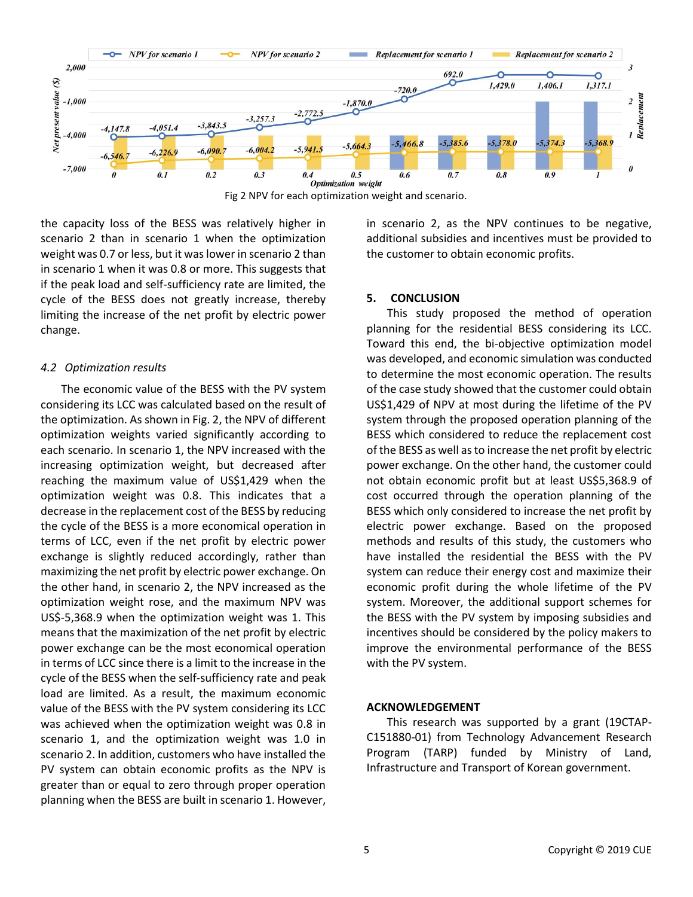Fig 2 NPV for each optimization weight and scenario.

the capacity loss of the BESS was relatively higher in scenario 2 than in scenario 1 when the optimization weight was 0.7 or less, but it was lower in scenario 2 than in scenario 1 when it was 0.8 or more. This suggests that if the peak load and self-sufficiency rate are limited, the cycle of the BESS does not greatly increase, thereby limiting the increase of the net profit by electric power change.

### *4.2 Optimization results*

The economic value of the BESS with the PV system considering its LCC was calculated based on the result of the optimization. As shown in Fig. 2, the NPV of different optimization weights varied significantly according to each scenario. In scenario 1, the NPV increased with the increasing optimization weight, but decreased after reaching the maximum value of US$1,429 when the optimization weight was 0.8. This indicates that a decrease in the replacement cost of the BESS by reducing the cycle of the BESS is a more economical operation in terms of LCC, even if the net profit by electric power exchange is slightly reduced accordingly, rather than maximizing the net profit by electric power exchange. On the other hand, in scenario 2, the NPV increased as the optimization weight rose, and the maximum NPV was US$-5,368.9 when the optimization weight was 1. This means that the maximization of the net profit by electric power exchange can be the most economical operation in terms of LCC since there is a limit to the increase in the cycle of the BESS when the self-sufficiency rate and peak load are limited. As a result, the maximum economic value of the BESS with the PV system considering its LCC was achieved when the optimization weight was 0.8 in scenario 1, and the optimization weight was 1.0 in scenario 2. In addition, customers who have installed the PV system can obtain economic profits as the NPV is greater than or equal to zero through proper operation planning when the BESS are built in scenario 1. However, in scenario 2, as the NPV continues to be negative, additional subsidies and incentives must be provided to the customer to obtain economic profits.

## 5. CONCLUSION

This study proposed the method of operation planning for the residential BESS considering its LCC. Toward this end, the bi-objective optimization model was developed, and economic simulation was conducted to determine the most economic operation. The results of the case study showed that the customer could obtain US$1,429 of NPV at most during the lifetime of the PV system through the proposed operation planning of the BESS which considered to reduce the replacement cost of the BESS as well as to increase the net profit by electric power exchange. On the other hand, the customer could not obtain economic profit but at least US$5,368.9 of cost occurred through the operation planning of the BESS which only considered to increase the net profit by electric power exchange. Based on the proposed methods and results of this study, the customers who have installed the residential the BESS with the PV system can reduce their energy cost and maximize their economic profit during the whole lifetime of the PV system. Moreover, the additional support schemes for the BESS with the PV system by imposing subsidies and incentives should be considered by the policy makers to improve the environmental performance of the BESS with the PV system.

## ACKNOWLEDGEMENT

This research was supported by a grant (19CTAP-C151880-01) from Technology Advancement Research Program (TARP) funded by Ministry of Land, Infrastructure and Transport of Korean government.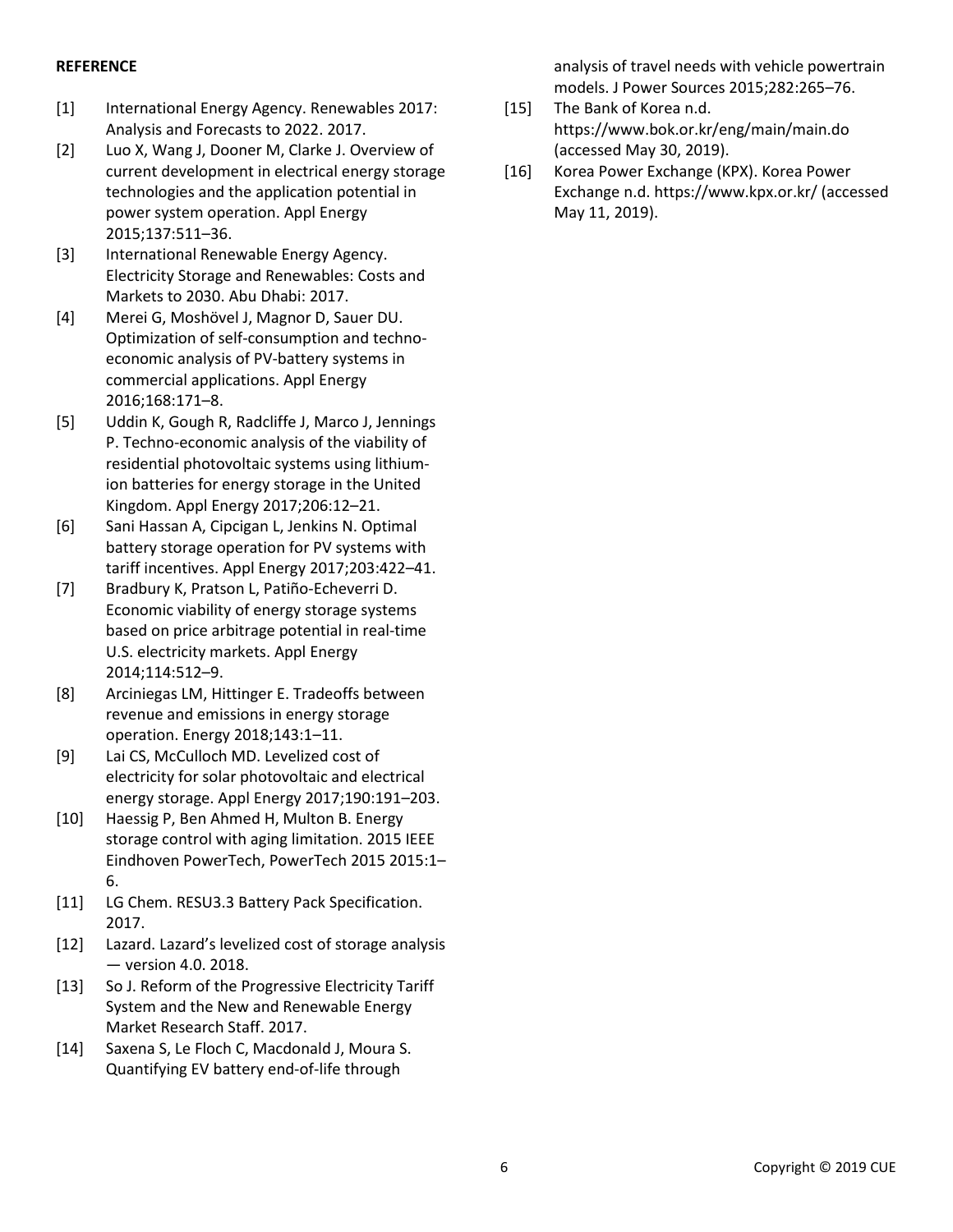**REFERENCE**

[1] International Energy Agency. Renewables 2017: Analysis and Forecasts to 2022. 2017.

[2] Luo X, Wang J, Dooner M, Clarke J. Overview of current development in electrical energy storage technologies and the application potential in power system operation. Appl Energy 2015;137:511–36.

[3] International Renewable Energy Agency. Electricity Storage and Renewables: Costs and Markets to 2030. Abu Dhabi: 2017.

[4] Merei G, Moshövel J, Magnor D, Sauer DU. Optimization of self-consumption and techno-economic analysis of PV-battery systems in commercial applications. Appl Energy 2016;168:171–8.

[5] Uddin K, Gough R, Radcliffe J, Marco J, Jennings P. Techno-economic analysis of the viability of residential photovoltaic systems using lithium-ion batteries for energy storage in the United Kingdom. Appl Energy 2017;206:12–21.

[6] Sani Hassan A, Cipcigan L, Jenkins N. Optimal battery storage operation for PV systems with tariff incentives. Appl Energy 2017;203:422–41.

[7] Bradbury K, Pratson L, Patiño-Echeverri D. Economic viability of energy storage systems based on price arbitrage potential in real-time U.S. electricity markets. Appl Energy 2014;114:512–9.

[8] Arciniegas LM, Hittinger E. Tradeoffs between revenue and emissions in energy storage operation. Energy 2018;143:1–11.

[9] Lai CS, McCulloch MD. Levelized cost of electricity for solar photovoltaic and electrical energy storage. Appl Energy 2017;190:191–203.

[10] Haessig P, Ben Ahmed H, Multon B. Energy storage control with aging limitation. 2015 IEEE Eindhoven PowerTech, PowerTech 2015 2015:1–6.

[11] LG Chem. RESU3.3 Battery Pack Specification. 2017.

[12] Lazard. Lazard's levelized cost of storage analysis — version 4.0. 2018.

[13] So J. Reform of the Progressive Electricity Tariff System and the New and Renewable Energy Market Research Staff. 2017.

[14] Saxena S, Le Floch C, Macdonald J, Moura S. Quantifying EV battery end-of-life through analysis of travel needs with vehicle powertrain models. J Power Sources 2015;282:265–76.

[15] The Bank of Korea n.d. https://www.bok.or.kr/eng/main/main.do (accessed May 30, 2019).

[16] Korea Power Exchange (KPX). Korea Power Exchange n.d. https://www.kpx.or.kr/ (accessed May 11, 2019).